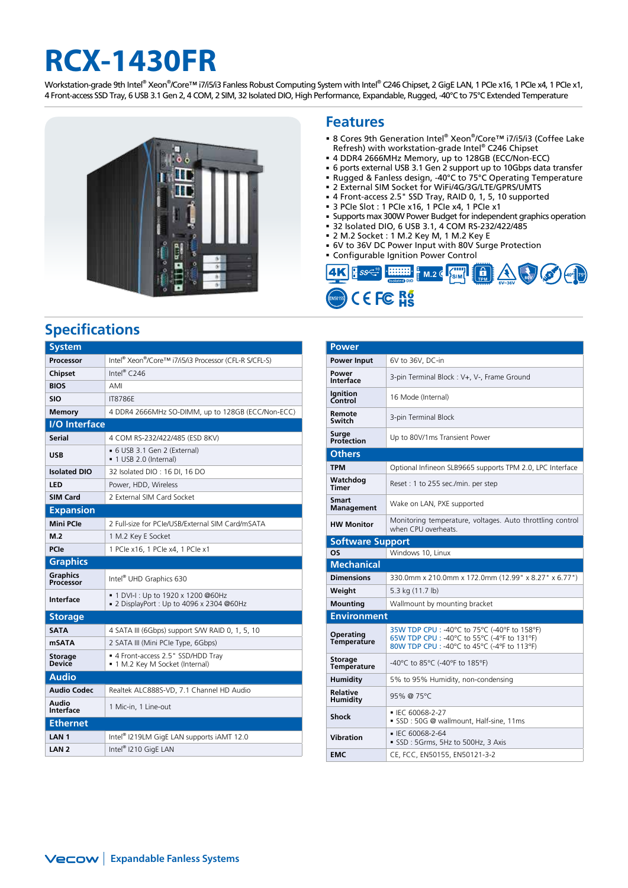# RCX-1430FR

Workstation-grade 9th Intel® Xeon®/Core™ i7/i5/i3 Fanless Robust Computing System with Intel® C246 Chipset, 2 GigE LAN, 1 PCIe x16, 1 PCIe x4, 1 PCIe x1, 4 Front-access SSD Tray, 6 USB 3.1 Gen 2, 4 COM, 2 SIM, 32 Isolated DIO, High Performance, Expandable, Rugged, -40°C to 75°C Extended Temperature

## Features

- 8 Cores 9th Generation Intel® Xeon®/Core™ i7/i5/i3 (Coffee Lake Refresh) with workstation-grade Intel® C246 Chipset
- 4 DDR4 2666MHz Memory, up to 128GB (ECC/Non-ECC)
- 6 ports external USB 3.1 Gen 2 support up to 10Gbps data transfer
- Rugged & Fanless design, -40°C to 75°C Operating Temperature
- 2 External SIM Socket for WiFi/4G/3G/LTE/GPRS/UMTS
- 4 Front-access 2.5" SSD Tray, RAID 0, 1, 5, 10 supported
- 3 PCIe Slot : 1 PCIe x16, 1 PCIe x4, 1 PCIe x1
- Supports max 300W Power Budget for independent graphics operation
- 32 Isolated DIO, 6 USB 3.1, 4 COM RS-232/422/485
- 2 M.2 Socket : 1 M.2 Key M, 1 M.2 Key E
- 6V to 36V DC Power Input with 80V Surge Protection
- Configurable Ignition Power Control

## Specifications

| | |
|---|---|
| **System** | |
| Processor | Intel® Xeon®/Core™ i7/i5/i3 Processor (CFL-R S/CFL-S) |
| Chipset | Intel® C246 |
| BIOS | AMI |
| SIO | IT8786E |
| Memory | 4 DDR4 2666MHz SO-DIMM, up to 128GB (ECC/Non-ECC) |
| **I/O Interface** | |
| Serial | 4 COM RS-232/422/485 (ESD 8KV) |
| USB | ▪ 6 USB 3.1 Gen 2 (External)<br>▪ 1 USB 2.0 (Internal) |
| Isolated DIO | 32 Isolated DIO : 16 DI, 16 DO |
| LED | Power, HDD, Wireless |
| SIM Card | 2 External SIM Card Socket |
| **Expansion** | |
| Mini PCIe | 2 Full-size for PCIe/USB/External SIM Card/mSATA |
| M.2 | 1 M.2 Key E Socket |
| PCIe | 1 PCIe x16, 1 PCIe x4, 1 PCIe x1 |
| **Graphics** | |
| Graphics Processor | Intel® UHD Graphics 630 |
| Interface | ▪ 1 DVI-I : Up to 1920 x 1200 @60Hz<br>▪ 2 DisplayPort : Up to 4096 x 2304 @60Hz |
| **Storage** | |
| SATA | 4 SATA III (6Gbps) support S/W RAID 0, 1, 5, 10 |
| mSATA | 2 SATA III (Mini PCIe Type, 6Gbps) |
| Storage Device | ▪ 4 Front-access 2.5" SSD/HDD Tray<br>▪ 1 M.2 Key M Socket (Internal) |
| **Audio** | |
| Audio Codec | Realtek ALC888S-VD, 7.1 Channel HD Audio |
| Audio Interface | 1 Mic-in, 1 Line-out |
| **Ethernet** | |
| LAN 1 | Intel® I219LM GigE LAN supports iAMT 12.0 |
| LAN 2 | Intel® I210 GigE LAN |

| | |
|---|---|
| **Power** | |
| Power Input | 6V to 36V, DC-in |
| Power Interface | 3-pin Terminal Block : V+, V-, Frame Ground |
| Ignition Control | 16 Mode (Internal) |
| Remote Switch | 3-pin Terminal Block |
| Surge Protection | Up to 80V/1ms Transient Power |
| **Others** | |
| TPM | Optional Infineon SLB9665 supports TPM 2.0, LPC Interface |
| Watchdog Timer | Reset : 1 to 255 sec./min. per step |
| Smart Management | Wake on LAN, PXE supported |
| HW Monitor | Monitoring temperature, voltages. Auto throttling control when CPU overheats. |
| **Software Support** | |
| OS | Windows 10, Linux |
| **Mechanical** | |
| Dimensions | 330.0mm x 210.0mm x 172.0mm (12.99" x 8.27" x 6.77") |
| Weight | 5.3 kg (11.7 lb) |
| Mounting | Wallmount by mounting bracket |
| **Environment** | |
| Operating Temperature | 35W TDP CPU : -40°C to 75°C (-40°F to 158°F)<br>65W TDP CPU : -40°C to 55°C (-4°F to 131°F)<br>80W TDP CPU : -40°C to 45°C (-4°F to 113°F) |
| Storage Temperature | -40°C to 85°C (-40°F to 185°F) |
| Humidity | 5% to 95% Humidity, non-condensing |
| Relative Humidity | 95% @ 75°C |
| Shock | ▪ IEC 60068-2-27<br>▪ SSD : 50G @ wallmount, Half-sine, 11ms |
| Vibration | ▪ IEC 60068-2-64<br>▪ SSD : 5Grms, 5Hz to 500Hz, 3 Axis |
| EMC | CE, FCC, EN50155, EN50121-3-2 |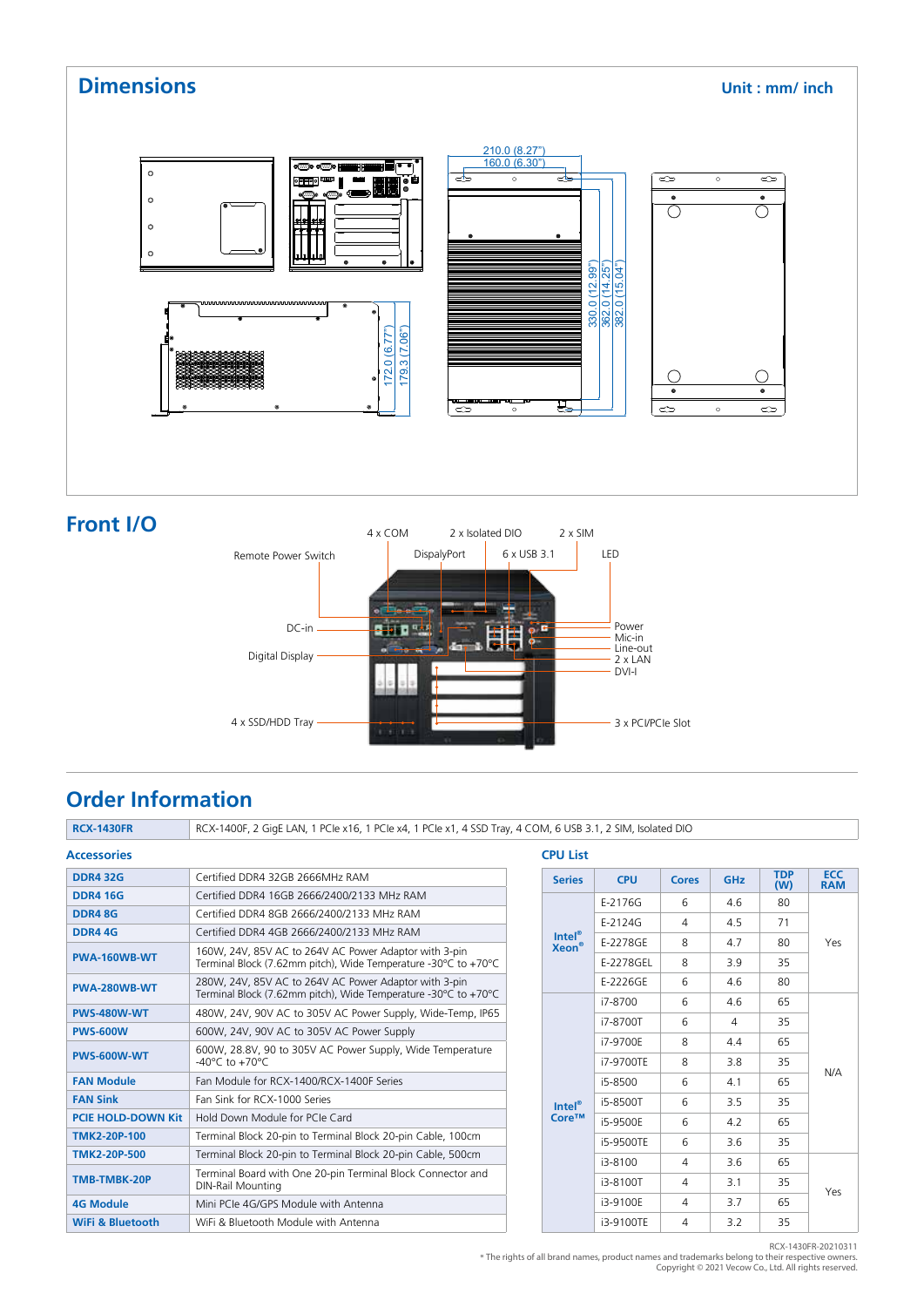## Dimensions

Unit : mm/ inch

210.0 (8.27")
160.0 (6.30")
330.0 (12.99")
362.0 (14.25")
382.0 (15.04")
172.0 (6.77")
179.3 (7.06")

## Front I/O

4 x COM
2 x Isolated DIO
2 x SIM
Remote Power Switch
DispalyPort
6 x USB 3.1
LED
DC-in
Power
Mic-in
Line-out
2 x LAN
DVI-I
Digital Display
4 x SSD/HDD Tray
3 x PCI/PCIe Slot

## Order Information

| | |
|---|---|
| **RCX-1430FR** | RCX-1400F, 2 GigE LAN, 1 PCIe x16, 1 PCIe x4, 1 PCIe x1, 4 SSD Tray, 4 COM, 6 USB 3.1, 2 SIM, Isolated DIO |

### Accessories

| | |
|---|---|
| **DDR4 32G** | Certified DDR4 32GB 2666MHz RAM |
| **DDR4 16G** | Certified DDR4 16GB 2666/2400/2133 MHz RAM |
| **DDR4 8G** | Certified DDR4 8GB 2666/2400/2133 MHz RAM |
| **DDR4 4G** | Certified DDR4 4GB 2666/2400/2133 MHz RAM |
| **PWA-160WB-WT** | 160W, 24V, 85V AC to 264V AC Power Adaptor with 3-pin Terminal Block (7.62mm pitch), Wide Temperature -30°C to +70°C |
| **PWA-280WB-WT** | 280W, 24V, 85V AC to 264V AC Power Adaptor with 3-pin Terminal Block (7.62mm pitch), Wide Temperature -30°C to +70°C |
| **PWS-480W-WT** | 480W, 24V, 90V AC to 305V AC Power Supply, Wide-Temp, IP65 |
| **PWS-600W** | 600W, 24V, 90V AC to 305V AC Power Supply |
| **PWS-600W-WT** | 600W, 28.8V, 90 to 305V AC Power Supply, Wide Temperature -40°C to +70°C |
| **FAN Module** | Fan Module for RCX-1400/RCX-1400F Series |
| **FAN Sink** | Fan Sink for RCX-1000 Series |
| **PCIE HOLD-DOWN Kit** | Hold Down Module for PCIe Card |
| **TMK2-20P-100** | Terminal Block 20-pin to Terminal Block 20-pin Cable, 100cm |
| **TMK2-20P-500** | Terminal Block 20-pin to Terminal Block 20-pin Cable, 500cm |
| **TMB-TMBK-20P** | Terminal Board with One 20-pin Terminal Block Connector and DIN-Rail Mounting |
| **4G Module** | Mini PCIe 4G/GPS Module with Antenna |
| **WiFi & Bluetooth** | WiFi & Bluetooth Module with Antenna |

### CPU List

| Series | CPU | Cores | GHz | TDP (W) | ECC RAM |
|---|---|---|---|---|---|
| Intel® Xeon® | E-2176G | 6 | 4.6 | 80 | Yes |
| | E-2124G | 4 | 4.5 | 71 | |
| | E-2278GE | 8 | 4.7 | 80 | |
| | E-2278GEL | 8 | 3.9 | 35 | |
| | E-2226GE | 6 | 4.6 | 80 | |
| Intel® Core™ | i7-8700 | 6 | 4.6 | 65 | N/A |
| | i7-8700T | 6 | 4 | 35 | |
| | i7-9700E | 8 | 4.4 | 65 | |
| | i7-9700TE | 8 | 3.8 | 35 | |
| | i5-8500 | 6 | 4.1 | 65 | |
| | i5-8500T | 6 | 3.5 | 35 | |
| | i5-9500E | 6 | 4.2 | 65 | |
| | i5-9500TE | 6 | 3.6 | 35 | |
| | i3-8100 | 4 | 3.6 | 65 | Yes |
| | i3-8100T | 4 | 3.1 | 35 | |
| | i3-9100E | 4 | 3.7 | 65 | |
| | i3-9100TE | 4 | 3.2 | 35 | |

RCX-1430FR-20210311
* The rights of all brand names, product names and trademarks belong to their respective owners.
Copyright © 2021 Vecow Co., Ltd. All rights reserved.